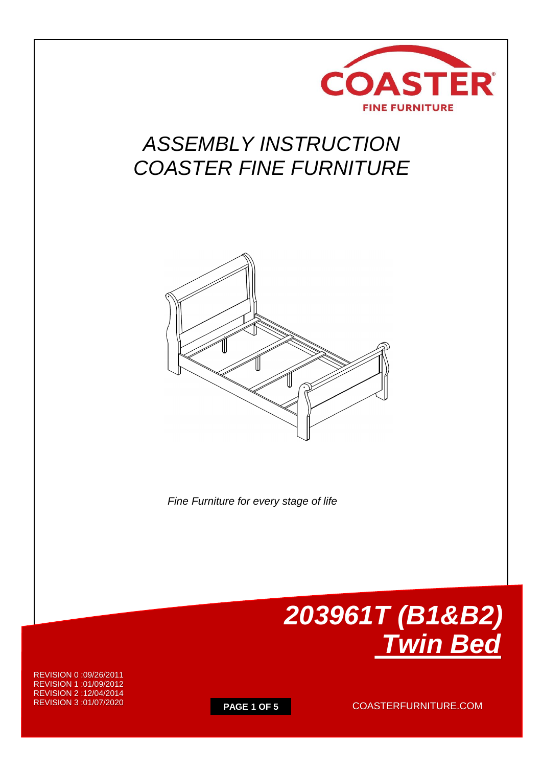COASTER

FINE FURNITURE

# *ASSEMBLY INSTRUCTION*
# *COASTER FINE FURNITURE*

*Fine Furniture for every stage of life*

## ***203961T (B1&B2)***
## ***Twin Bed***

REVISION 0 :09/26/2011
REVISION 1 :01/09/2012
REVISION 2 :12/04/2014
REVISION 3 :01/07/2020

COASTERFURNITURE.COM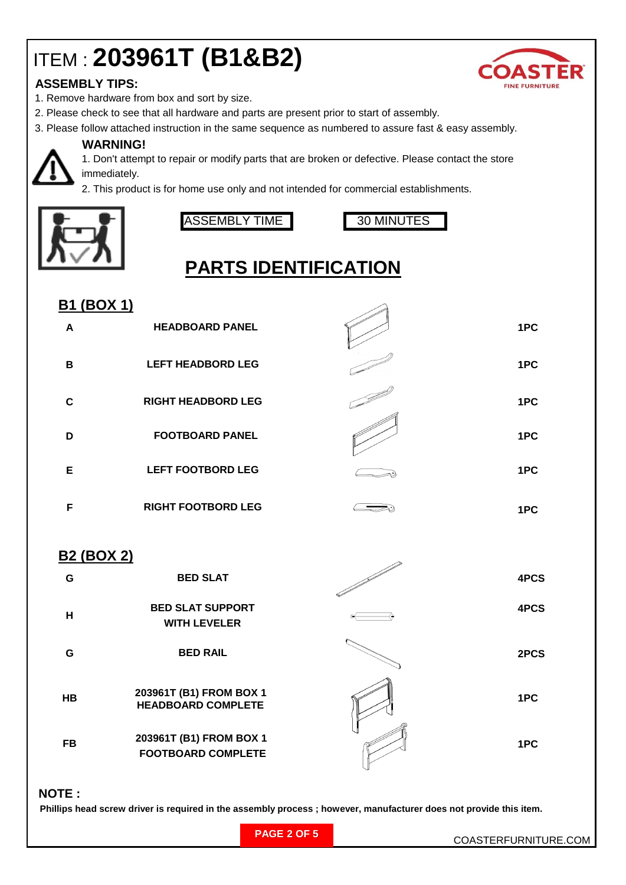# ITEM : **203961T (B1&B2)**

**COASTER**
FINE FURNITURE

### ASSEMBLY TIPS:

1. Remove hardware from box and sort by size.
2. Please check to see that all hardware and parts are present prior to start of assembly.
3. Please follow attached instruction in the same sequence as numbered to assure fast & easy assembly.

**WARNING!**

1. Don't attempt to repair or modify parts that are broken or defective. Please contact the store immediately.
2. This product is for home use only and not intended for commercial establishments.

| ASSEMBLY TIME | 30 MINUTES |
|---|---|

## PARTS IDENTIFICATION

### B1 (BOX 1)

| | | |
|---|---|---|
| A | HEADBOARD PANEL | 1PC |
| B | LEFT HEADBORD LEG | 1PC |
| C | RIGHT HEADBORD LEG | 1PC |
| D | FOOTBOARD PANEL | 1PC |
| E | LEFT FOOTBORD LEG | 1PC |
| F | RIGHT FOOTBORD LEG | 1PC |

### B2 (BOX 2)

| | | |
|---|---|---|
| G | BED SLAT | 4PCS |
| H | BED SLAT SUPPORT WITH LEVELER | 4PCS |
| G | BED RAIL | 2PCS |
| HB | 203961T (B1) FROM BOX 1 HEADBOARD COMPLETE | 1PC |
| FB | 203961T (B1) FROM BOX 1 FOOTBOARD COMPLETE | 1PC |

**NOTE :**

**Phillips head screw driver is required in the assembly process ; however, manufacturer does not provide this item.**

COASTERFURNITURE.COM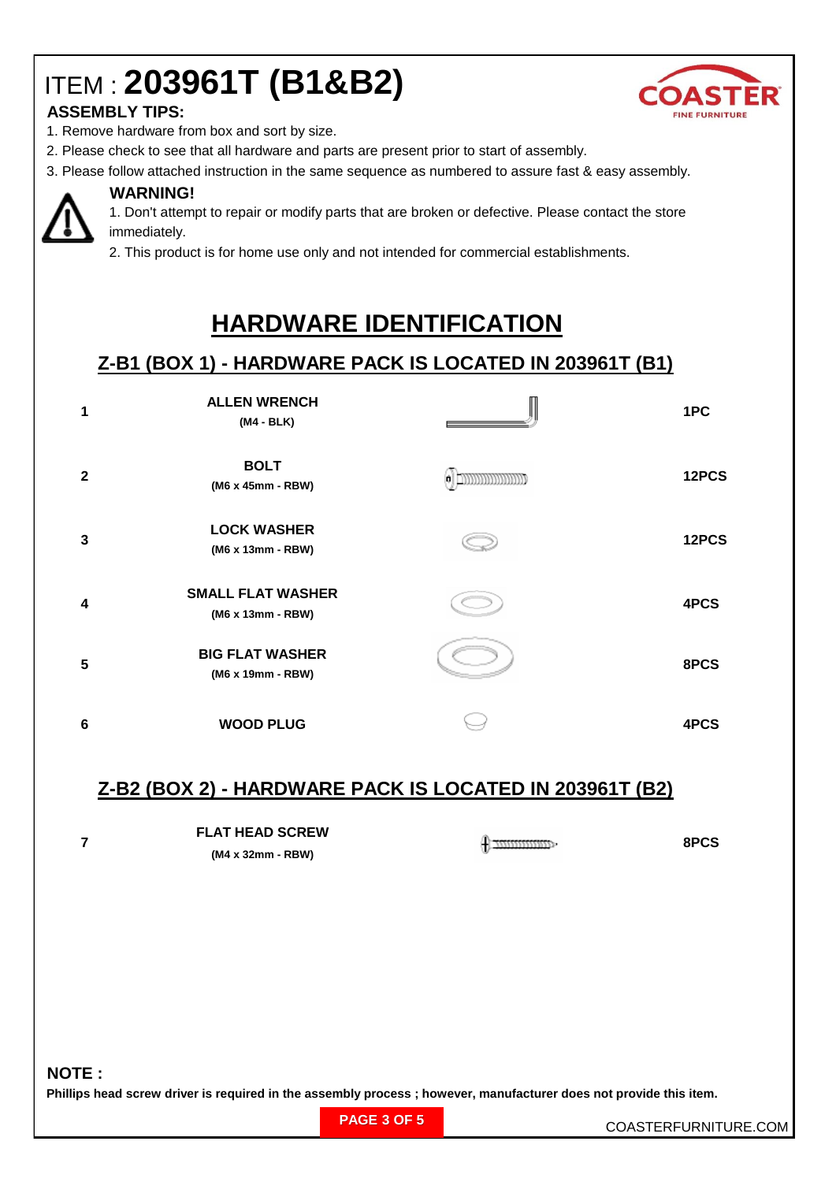# ITEM : 203961T (B1&B2)

COASTER FINE FURNITURE

### ASSEMBLY TIPS:

1. Remove hardware from box and sort by size.
2. Please check to see that all hardware and parts are present prior to start of assembly.
3. Please follow attached instruction in the same sequence as numbered to assure fast & easy assembly.

### WARNING!

1. Don't attempt to repair or modify parts that are broken or defective. Please contact the store immediately.
2. This product is for home use only and not intended for commercial establishments.

## HARDWARE IDENTIFICATION

### Z-B1 (BOX 1) - HARDWARE PACK IS LOCATED IN 203961T (B1)

| # | Part | Qty |
|---|---|---|
| 1 | ALLEN WRENCH (M4 - BLK) | 1PC |
| 2 | BOLT (M6 x 45mm - RBW) | 12PCS |
| 3 | LOCK WASHER (M6 x 13mm - RBW) | 12PCS |
| 4 | SMALL FLAT WASHER (M6 x 13mm - RBW) | 4PCS |
| 5 | BIG FLAT WASHER (M6 x 19mm - RBW) | 8PCS |
| 6 | WOOD PLUG | 4PCS |

### Z-B2 (BOX 2) - HARDWARE PACK IS LOCATED IN 203961T (B2)

| # | Part | Qty |
|---|---|---|
| 7 | FLAT HEAD SCREW (M4 x 32mm - RBW) | 8PCS |

**NOTE :**

**Phillips head screw driver is required in the assembly process ; however, manufacturer does not provide this item.**

COASTERFURNITURE.COM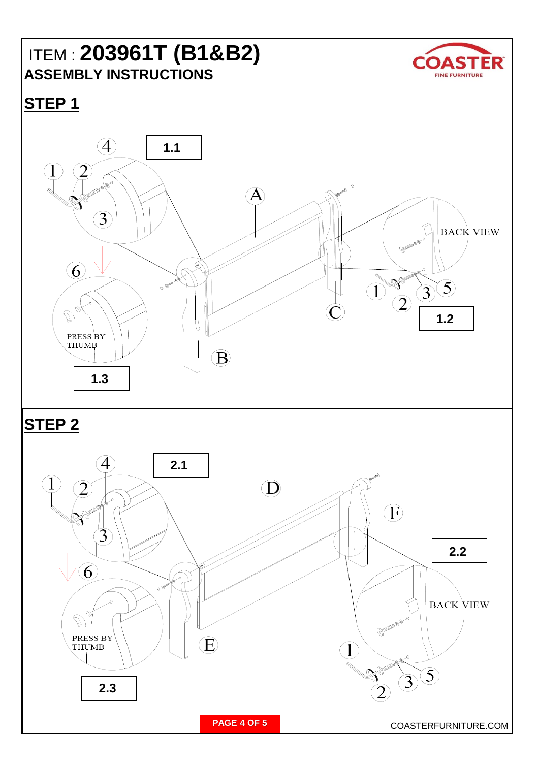ITEM : **203961T (B1&B2)**

**ASSEMBLY INSTRUCTIONS**

## STEP 1

1.1

1.2

1.3

BACK VIEW

PRESS BY THUMB

A B C

1 2 3 4 5 6

## STEP 2

2.1

2.2

2.3

BACK VIEW

PRESS BY THUMB

D E F

1 2 3 4 5 6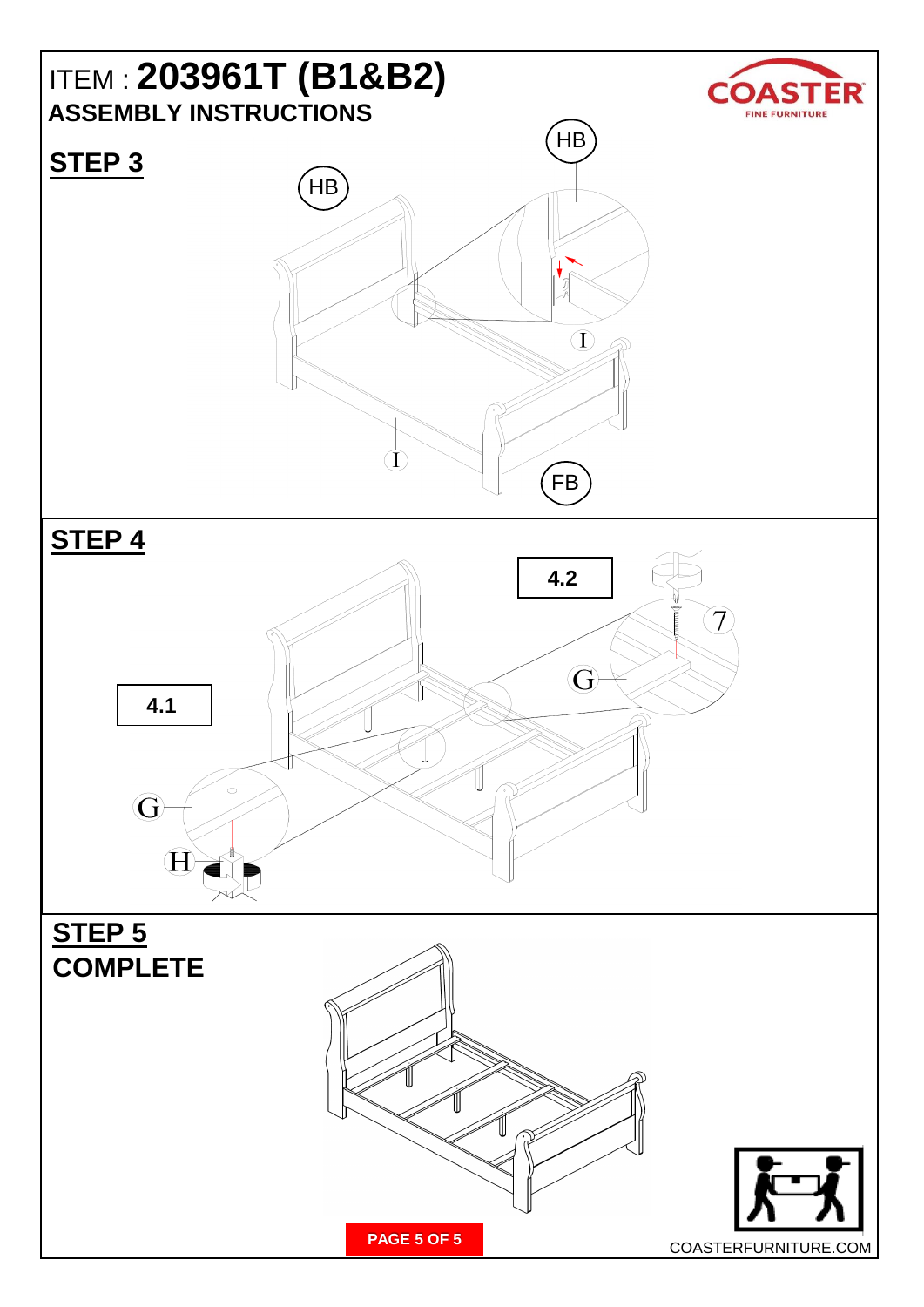ITEM : **203961T (B1&B2)**

**ASSEMBLY INSTRUCTIONS**

COASTER FINE FURNITURE

## STEP 3

HB

HB

I

I

FB

## STEP 4

4.2

7

G

4.1

G

H

## STEP 5

## COMPLETE

COASTERFURNITURE.COM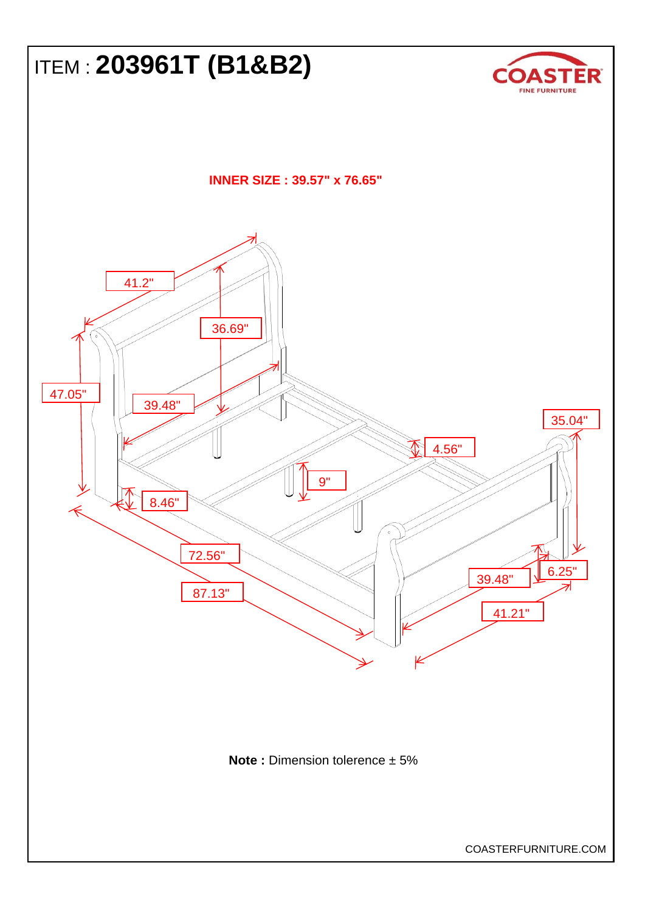# ITEM : 203961T (B1&B2)

COASTER
FINE FURNITURE

**INNER SIZE : 39.57" x 76.65"**

41.2"
36.69"
47.05"
39.48"
35.04"
4.56"
9"
8.46"
6.25"
39.48"
72.56"
41.21"
87.13"

**Note :** Dimension tolerence ± 5%

COASTERFURNITURE.COM